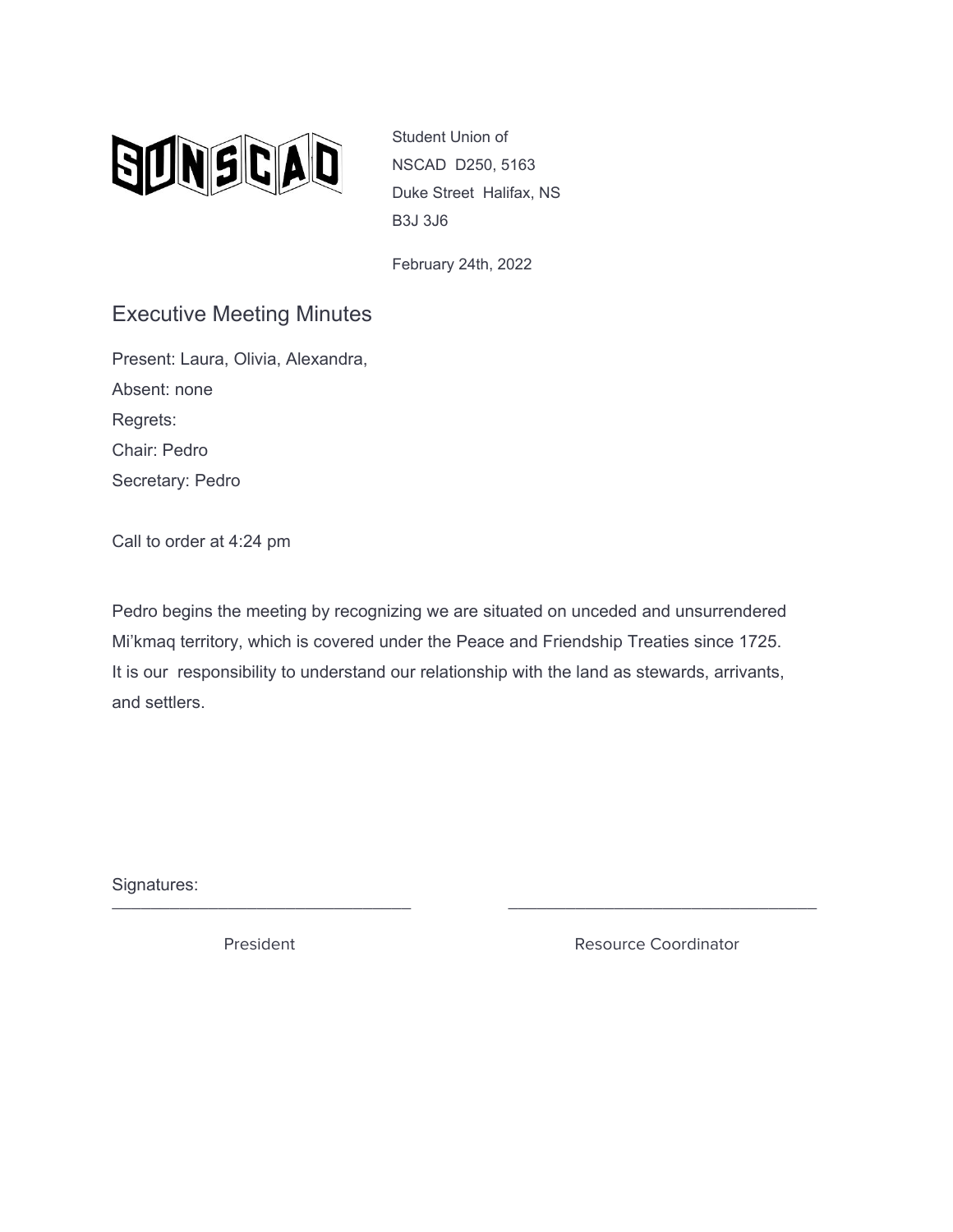SUNSCAD

Student Union of NSCAD D250, 5163 Duke Street Halifax, NS B3J 3J6

February 24th, 2022

# Executive Meeting Minutes

Present: Laura, Olivia, Alexandra,

Absent: none

Regrets:

Chair: Pedro

Secretary: Pedro

Call to order at 4:24 pm

Pedro begins the meeting by recognizing we are situated on unceded and unsurrendered Mi'kmaq territory, which is covered under the Peace and Friendship Treaties since 1725. It is our responsibility to understand our relationship with the land as stewards, arrivants, and settlers.

Signatures:

\_\_\_\_\_\_\_\_\_\_\_\_\_\_\_\_\_\_\_\_\_\_\_\_\_\_\_\_\_\_\_\_ President

\_\_\_\_\_\_\_\_\_\_\_\_\_\_\_\_\_\_\_\_\_\_\_\_\_\_\_\_\_\_\_\_ Resource Coordinator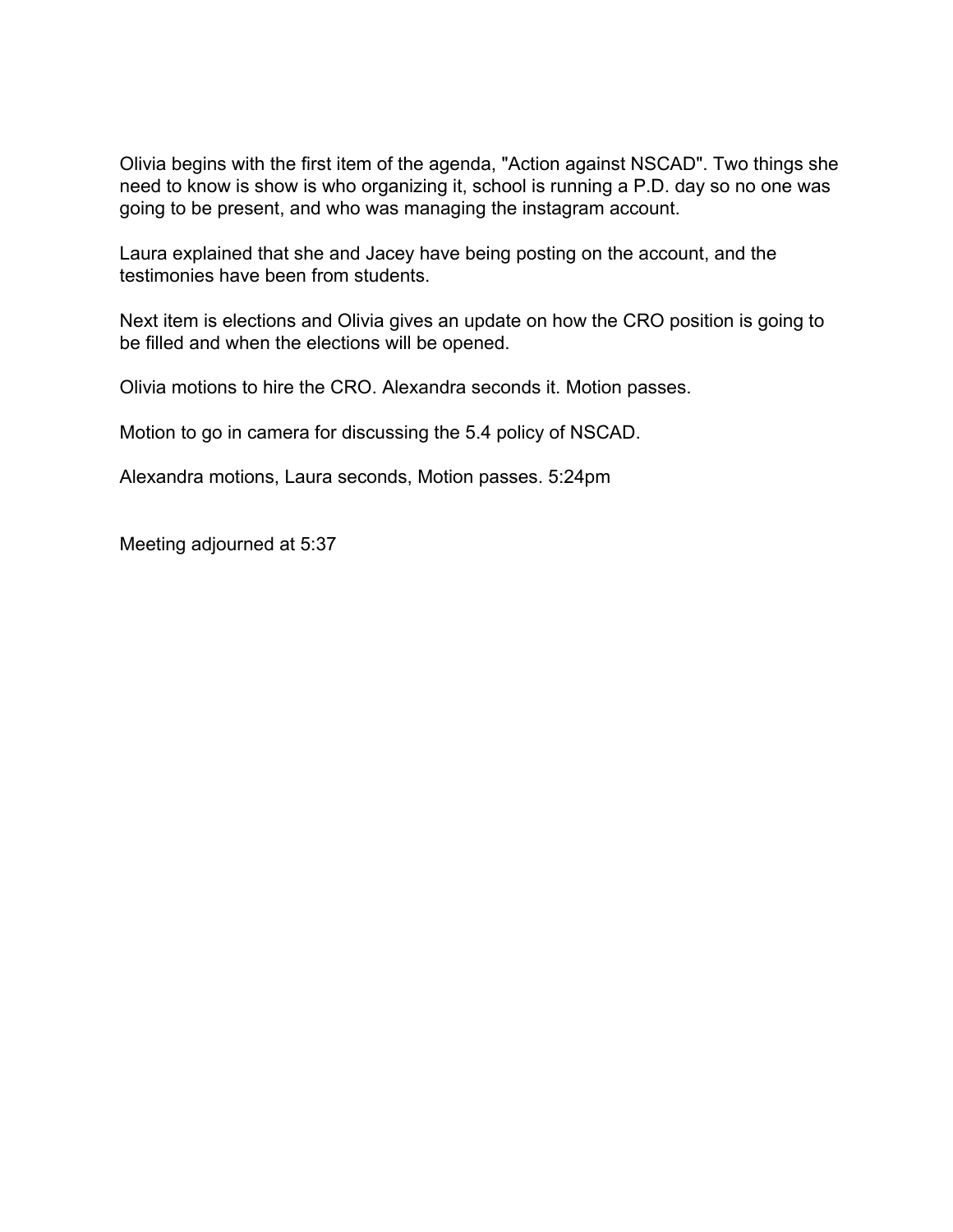Olivia begins with the first item of the agenda, "Action against NSCAD". Two things she need to know is show is who organizing it, school is running a P.D. day so no one was going to be present, and who was managing the instagram account.

Laura explained that she and Jacey have being posting on the account, and the testimonies have been from students.

Next item is elections and Olivia gives an update on how the CRO position is going to be filled and when the elections will be opened.

Olivia motions to hire the CRO. Alexandra seconds it. Motion passes.

Motion to go in camera for discussing the 5.4 policy of NSCAD.

Alexandra motions, Laura seconds, Motion passes. 5:24pm

Meeting adjourned at 5:37